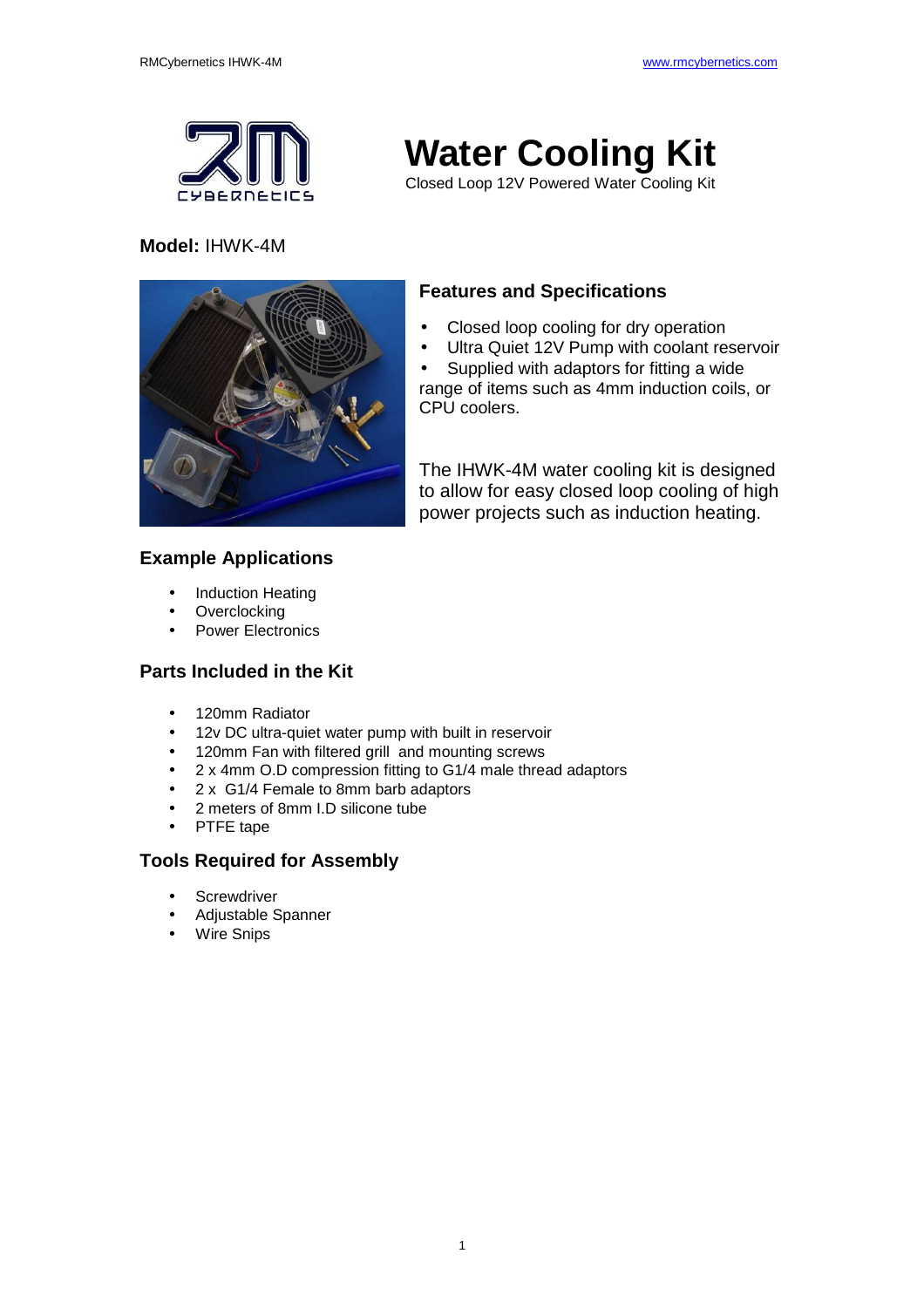# Water Cooling Kit

Closed Loop 12V Powered Water Cooling Kit

**Model:** IHWK-4M

## Features and Specifications

- Closed loop cooling for dry operation
- Ultra Quiet 12V Pump with coolant reservoir
- Supplied with adaptors for fitting a wide range of items such as 4mm induction coils, or CPU coolers.

The IHWK-4M water cooling kit is designed to allow for easy closed loop cooling of high power projects such as induction heating.

## Example Applications

- Induction Heating
- Overclocking
- Power Electronics

## Parts Included in the Kit

- 120mm Radiator
- 12v DC ultra-quiet water pump with built in reservoir
- 120mm Fan with filtered grill and mounting screws
- 2 x 4mm O.D compression fitting to G1/4 male thread adaptors
- 2 x G1/4 Female to 8mm barb adaptors
- 2 meters of 8mm I.D silicone tube
- PTFE tape

## Tools Required for Assembly

- Screwdriver
- Adjustable Spanner
- Wire Snips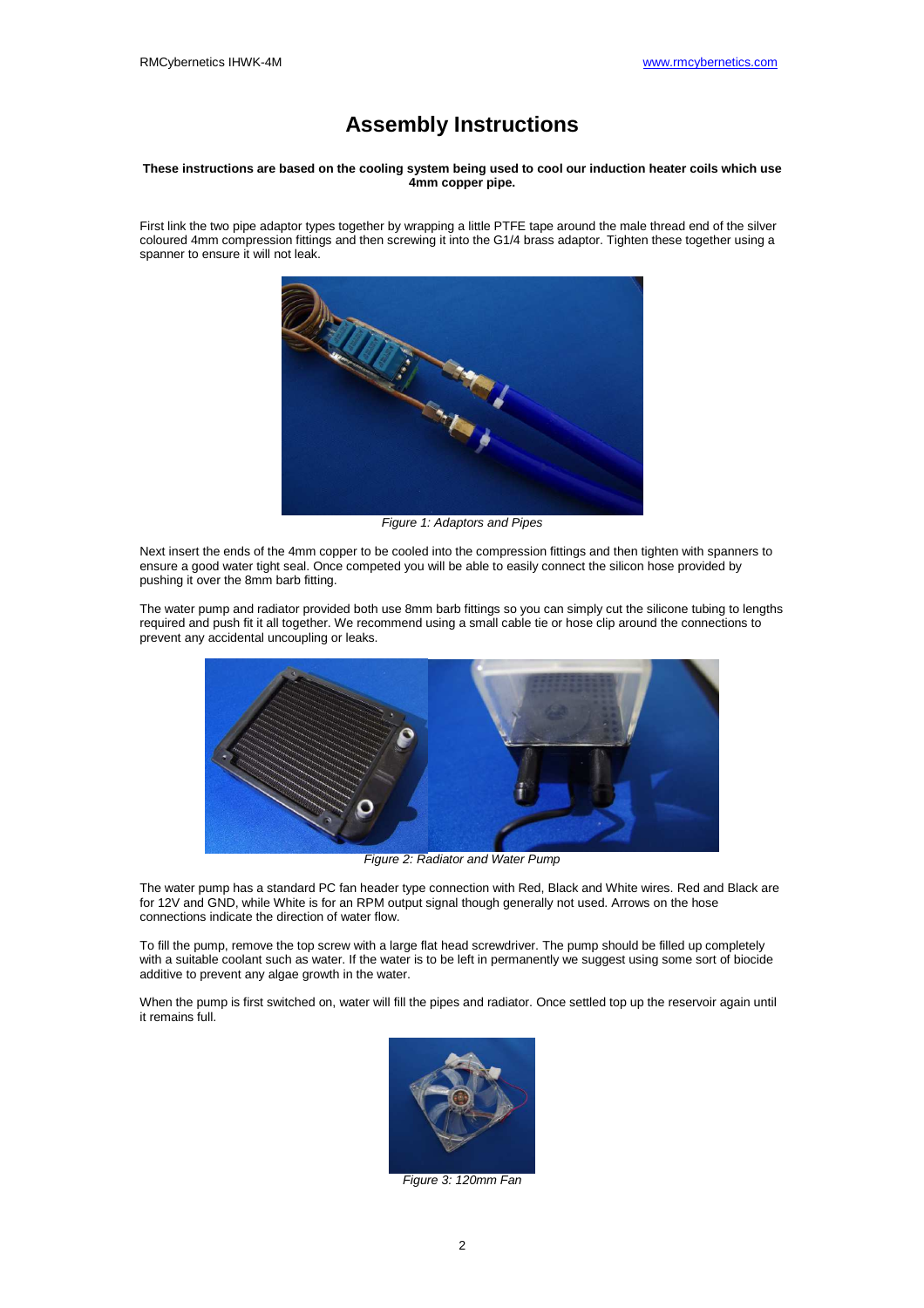# Assembly Instructions

**These instructions are based on the cooling system being used to cool our induction heater coils which use 4mm copper pipe.**

First link the two pipe adaptor types together by wrapping a little PTFE tape around the male thread end of the silver coloured 4mm compression fittings and then screwing it into the G1/4 brass adaptor. Tighten these together using a spanner to ensure it will not leak.

*Figure 1: Adaptors and Pipes*

Next insert the ends of the 4mm copper to be cooled into the compression fittings and then tighten with spanners to ensure a good water tight seal. Once competed you will be able to easily connect the silicon hose provided by pushing it over the 8mm barb fitting.

The water pump and radiator provided both use 8mm barb fittings so you can simply cut the silicone tubing to lengths required and push fit it all together. We recommend using a small cable tie or hose clip around the connections to prevent any accidental uncoupling or leaks.

*Figure 2: Radiator and Water Pump*

The water pump has a standard PC fan header type connection with Red, Black and White wires. Red and Black are for 12V and GND, while White is for an RPM output signal though generally not used. Arrows on the hose connections indicate the direction of water flow.

To fill the pump, remove the top screw with a large flat head screwdriver. The pump should be filled up completely with a suitable coolant such as water. If the water is to be left in permanently we suggest using some sort of biocide additive to prevent any algae growth in the water.

When the pump is first switched on, water will fill the pipes and radiator. Once settled top up the reservoir again until it remains full.

*Figure 3: 120mm Fan*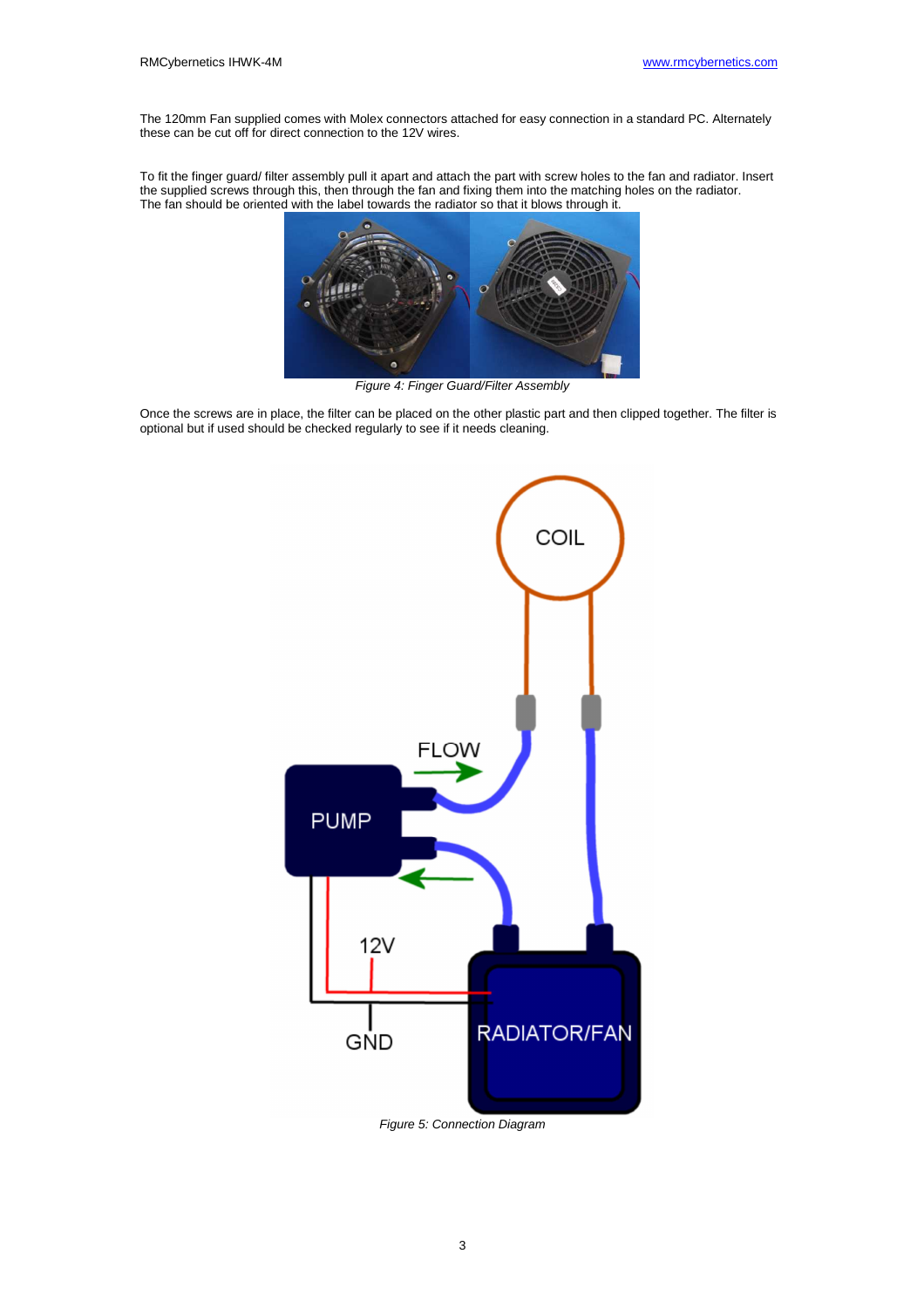The 120mm Fan supplied comes with Molex connectors attached for easy connection in a standard PC. Alternately these can be cut off for direct connection to the 12V wires.

To fit the finger guard/ filter assembly pull it apart and attach the part with screw holes to the fan and radiator. Insert the supplied screws through this, then through the fan and fixing them into the matching holes on the radiator. The fan should be oriented with the label towards the radiator so that it blows through it.

*Figure 4: Finger Guard/Filter Assembly*

Once the screws are in place, the filter can be placed on the other plastic part and then clipped together. The filter is optional but if used should be checked regularly to see if it needs cleaning.

COIL

FLOW

PUMP

12V

GND

RADIATOR/FAN

*Figure 5: Connection Diagram*